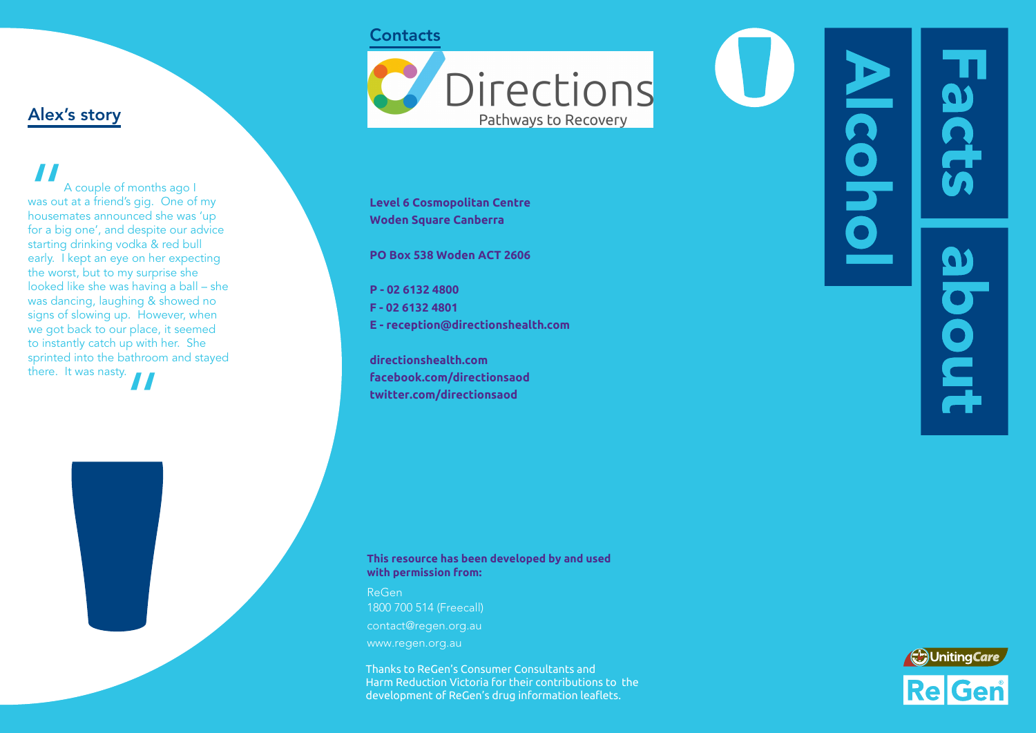# Alcohol Facts about

## Alex's story

"A couple of months ago I was out at a friend's gig. One of my housemates announced she was 'up for a big one', and despite our advice starting drinking vodka & red bull early. I kept an eye on her expecting the worst, but to my surprise she looked like she was having a ball – she was dancing, laughing & showed no signs of slowing up. However, when we got back to our place, it seemed to instantly catch up with her. She sprinted into the bathroom and stayed there. It was nasty."

## Contacts

Directions
Pathways to Recovery

**Level 6 Cosmopolitan Centre**
**Woden Square Canberra**

**PO Box 538 Woden ACT 2606**

**P - 02 6132 4800**
**F - 02 6132 4801**
**E - reception@directionshealth.com**

**directionshealth.com**
**facebook.com/directionsaod**
**twitter.com/directionsaod**

**This resource has been developed by and used with permission from:**

ReGen
1800 700 514 (Freecall)
contact@regen.org.au
www.regen.org.au

Thanks to ReGen's Consumer Consultants and Harm Reduction Victoria for their contributions to the development of ReGen's drug information leaflets.

UnitingCare ReGen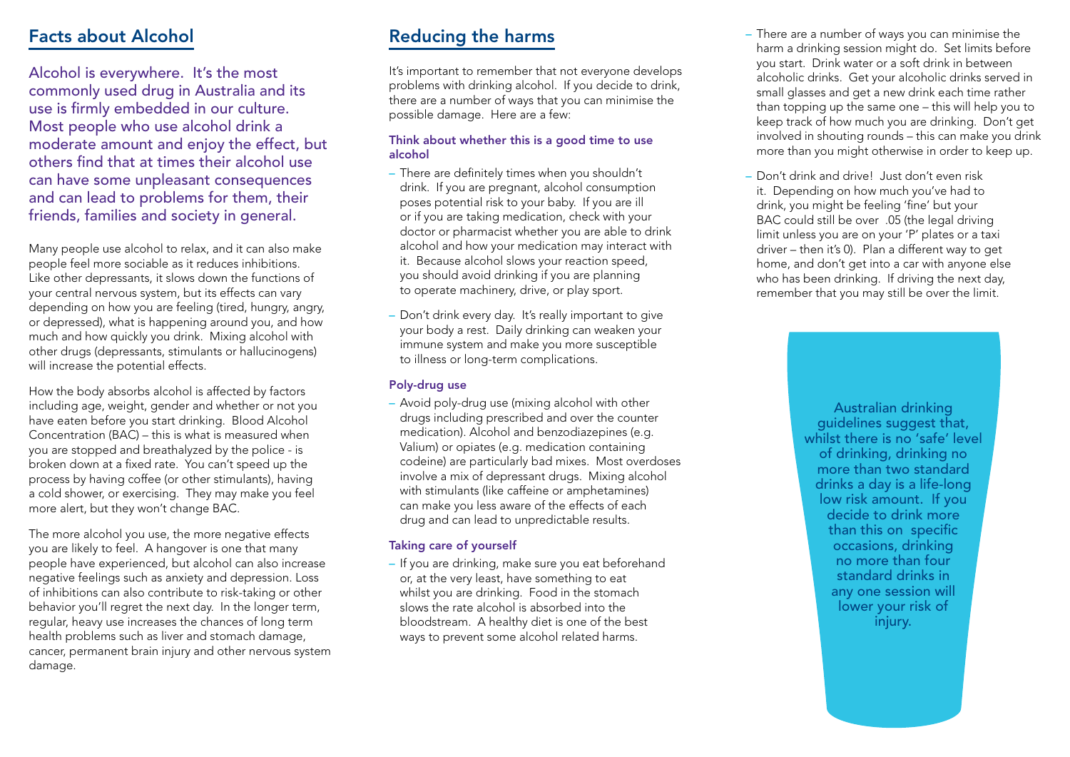## Facts about Alcohol

Alcohol is everywhere. It's the most commonly used drug in Australia and its use is firmly embedded in our culture. Most people who use alcohol drink a moderate amount and enjoy the effect, but others find that at times their alcohol use can have some unpleasant consequences and can lead to problems for them, their friends, families and society in general.

Many people use alcohol to relax, and it can also make people feel more sociable as it reduces inhibitions. Like other depressants, it slows down the functions of your central nervous system, but its effects can vary depending on how you are feeling (tired, hungry, angry, or depressed), what is happening around you, and how much and how quickly you drink. Mixing alcohol with other drugs (depressants, stimulants or hallucinogens) will increase the potential effects.

How the body absorbs alcohol is affected by factors including age, weight, gender and whether or not you have eaten before you start drinking. Blood Alcohol Concentration (BAC) – this is what is measured when you are stopped and breathalyzed by the police - is broken down at a fixed rate. You can't speed up the process by having coffee (or other stimulants), having a cold shower, or exercising. They may make you feel more alert, but they won't change BAC.

The more alcohol you use, the more negative effects you are likely to feel. A hangover is one that many people have experienced, but alcohol can also increase negative feelings such as anxiety and depression. Loss of inhibitions can also contribute to risk-taking or other behavior you'll regret the next day. In the longer term, regular, heavy use increases the chances of long term health problems such as liver and stomach damage, cancer, permanent brain injury and other nervous system damage.

## Reducing the harms

It's important to remember that not everyone develops problems with drinking alcohol. If you decide to drink, there are a number of ways that you can minimise the possible damage. Here are a few:

### Think about whether this is a good time to use alcohol

- There are definitely times when you shouldn't drink. If you are pregnant, alcohol consumption poses potential risk to your baby. If you are ill or if you are taking medication, check with your doctor or pharmacist whether you are able to drink alcohol and how your medication may interact with it. Because alcohol slows your reaction speed, you should avoid drinking if you are planning to operate machinery, drive, or play sport.
- Don't drink every day. It's really important to give your body a rest. Daily drinking can weaken your immune system and make you more susceptible to illness or long-term complications.

### Poly-drug use

- Avoid poly-drug use (mixing alcohol with other drugs including prescribed and over the counter medication). Alcohol and benzodiazepines (e.g. Valium) or opiates (e.g. medication containing codeine) are particularly bad mixes. Most overdoses involve a mix of depressant drugs. Mixing alcohol with stimulants (like caffeine or amphetamines) can make you less aware of the effects of each drug and can lead to unpredictable results.

### Taking care of yourself

- If you are drinking, make sure you eat beforehand or, at the very least, have something to eat whilst you are drinking. Food in the stomach slows the rate alcohol is absorbed into the bloodstream. A healthy diet is one of the best ways to prevent some alcohol related harms.
- There are a number of ways you can minimise the harm a drinking session might do. Set limits before you start. Drink water or a soft drink in between alcoholic drinks. Get your alcoholic drinks served in small glasses and get a new drink each time rather than topping up the same one – this will help you to keep track of how much you are drinking. Don't get involved in shouting rounds – this can make you drink more than you might otherwise in order to keep up.
- Don't drink and drive! Just don't even risk it. Depending on how much you've had to drink, you might be feeling 'fine' but your BAC could still be over .05 (the legal driving limit unless you are on your 'P' plates or a taxi driver – then it's 0). Plan a different way to get home, and don't get into a car with anyone else who has been drinking. If driving the next day, remember that you may still be over the limit.

Australian drinking guidelines suggest that, whilst there is no 'safe' level of drinking, drinking no more than two standard drinks a day is a life-long low risk amount. If you decide to drink more than this on specific occasions, drinking no more than four standard drinks in any one session will lower your risk of injury.